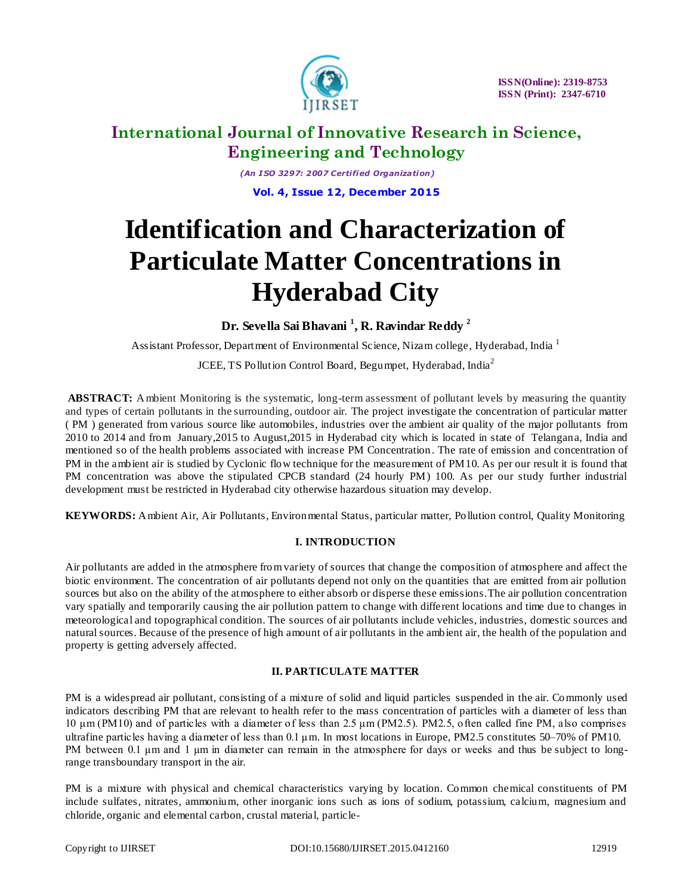# Identification and Characterization of Particulate Matter Concentrations in Hyderabad City

**Dr. Sevella Sai Bhavani [1], R. Ravindar Reddy [2]**

Assistant Professor, Department of Environmental Science, Nizam college, Hyderabad, India [1]

JCEE, TS Pollution Control Board, Begumpet, Hyderabad, India[2]

**ABSTRACT:** Ambient Monitoring is the systematic, long-term assessment of pollutant levels by measuring the quantity and types of certain pollutants in the surrounding, outdoor air. The project investigate the concentration of particular matter ( PM ) generated from various source like automobiles, industries over the ambient air quality of the major pollutants from 2010 to 2014 and from January,2015 to August,2015 in Hyderabad city which is located in state of Telangana, India and mentioned so of the health problems associated with increase PM Concentration. The rate of emission and concentration of PM in the ambient air is studied by Cyclonic flow technique for the measurement of PM10. As per our result it is found that PM concentration was above the stipulated CPCB standard (24 hourly PM) 100. As per our study further industrial development must be restricted in Hyderabad city otherwise hazardous situation may develop.

**KEYWORDS:** Ambient Air, Air Pollutants, Environmental Status, particular matter, Pollution control, Quality Monitoring

## I. INTRODUCTION

Air pollutants are added in the atmosphere from variety of sources that change the composition of atmosphere and affect the biotic environment. The concentration of air pollutants depend not only on the quantities that are emitted from air pollution sources but also on the ability of the atmosphere to either absorb or disperse these emissions.The air pollution concentration vary spatially and temporarily causing the air pollution pattern to change with different locations and time due to changes in meteorological and topographical condition. The sources of air pollutants include vehicles, industries, domestic sources and natural sources. Because of the presence of high amount of air pollutants in the ambient air, the health of the population and property is getting adversely affected.

## II. PARTICULATE MATTER

PM is a widespread air pollutant, consisting of a mixture of solid and liquid particles suspended in the air. Commonly used indicators describing PM that are relevant to health refer to the mass concentration of particles with a diameter of less than 10 µm (PM10) and of particles with a diameter of less than 2.5 µm (PM2.5). PM2.5, often called fine PM, also comprises ultrafine particles having a diameter of less than 0.1 µm. In most locations in Europe, PM2.5 constitutes 50–70% of PM10. PM between 0.1 µm and 1 µm in diameter can remain in the atmosphere for days or weeks and thus be subject to long-range transboundary transport in the air.

PM is a mixture with physical and chemical characteristics varying by location. Common chemical constituents of PM include sulfates, nitrates, ammonium, other inorganic ions such as ions of sodium, potassium, calcium, magnesium and chloride, organic and elemental carbon, crustal material, particle-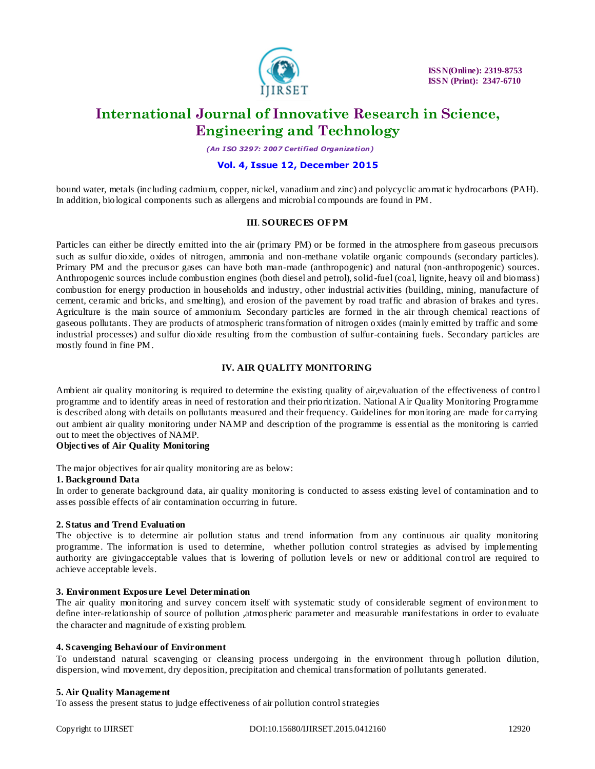bound water, metals (including cadmium, copper, nickel, vanadium and zinc) and polycyclic aromatic hydrocarbons (PAH). In addition, biological components such as allergens and microbial compounds are found in PM.

## III. SOURECES OF PM

Particles can either be directly emitted into the air (primary PM) or be formed in the atmosphere from gaseous precursors such as sulfur dioxide, oxides of nitrogen, ammonia and non-methane volatile organic compounds (secondary particles). Primary PM and the precursor gases can have both man-made (anthropogenic) and natural (non-anthropogenic) sources. Anthropogenic sources include combustion engines (both diesel and petrol), solid-fuel (coal, lignite, heavy oil and biomass) combustion for energy production in households and industry, other industrial activities (building, mining, manufacture of cement, ceramic and bricks, and smelting), and erosion of the pavement by road traffic and abrasion of brakes and tyres. Agriculture is the main source of ammonium. Secondary particles are formed in the air through chemical reactions of gaseous pollutants. They are products of atmospheric transformation of nitrogen oxides (mainly emitted by traffic and some industrial processes) and sulfur dioxide resulting from the combustion of sulfur-containing fuels. Secondary particles are mostly found in fine PM.

## IV. AIR QUALITY MONITORING

Ambient air quality monitoring is required to determine the existing quality of air,evaluation of the effectiveness of control programme and to identify areas in need of restoration and their prioritization. National Air Quality Monitoring Programme is described along with details on pollutants measured and their frequency. Guidelines for monitoring are made for carrying out ambient air quality monitoring under NAMP and description of the programme is essential as the monitoring is carried out to meet the objectives of NAMP.

**Objectives of Air Quality Monitoring**

The major objectives for air quality monitoring are as below:

**1. Background Data**

In order to generate background data, air quality monitoring is conducted to assess existing level of contamination and to asses possible effects of air contamination occurring in future.

**2. Status and Trend Evaluation**

The objective is to determine air pollution status and trend information from any continuous air quality monitoring programme. The information is used to determine, whether pollution control strategies as advised by implementing authority are givingacceptable values that is lowering of pollution levels or new or additional control are required to achieve acceptable levels.

**3. Environment Exposure Level Determination**

The air quality monitoring and survey concern itself with systematic study of considerable segment of environment to define inter-relationship of source of pollution ,atmospheric parameter and measurable manifestations in order to evaluate the character and magnitude of existing problem.

**4. Scavenging Behaviour of Environment**

To understand natural scavenging or cleansing process undergoing in the environment through pollution dilution, dispersion, wind movement, dry deposition, precipitation and chemical transformation of pollutants generated.

**5. Air Quality Management**

To assess the present status to judge effectiveness of air pollution control strategies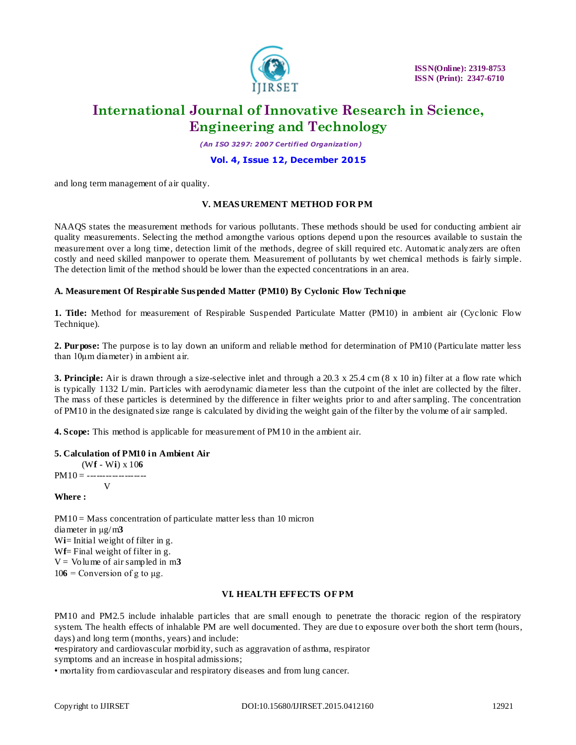and long term management of air quality.

## V. MEASUREMENT METHOD FOR PM

NAAQS states the measurement methods for various pollutants. These methods should be used for conducting ambient air quality measurements. Selecting the method amongthe various options depend upon the resources available to sustain the measurement over a long time, detection limit of the methods, degree of skill required etc. Automatic analyzers are often costly and need skilled manpower to operate them. Measurement of pollutants by wet chemical methods is fairly simple. The detection limit of the method should be lower than the expected concentrations in an area.

### A. Measurement Of Respirable Suspended Matter (PM10) By Cyclonic Flow Technique

**1. Title:** Method for measurement of Respirable Suspended Particulate Matter (PM10) in ambient air (Cyclonic Flow Technique).

**2. Purpose:** The purpose is to lay down an uniform and reliable method for determination of PM10 (Particulate matter less than 10µm diameter) in ambient air.

**3. Principle:** Air is drawn through a size-selective inlet and through a 20.3 x 25.4 cm (8 x 10 in) filter at a flow rate which is typically 1132 L/min. Particles with aerodynamic diameter less than the cutpoint of the inlet are collected by the filter. The mass of these particles is determined by the difference in filter weights prior to and after sampling. The concentration of PM10 in the designated size range is calculated by dividing the weight gain of the filter by the volume of air sampled.

**4. Scope:** This method is applicable for measurement of PM10 in the ambient air.

**5. Calculation of PM10 in Ambient Air**

$$PM10 = \frac{(W_f - W_i) \times 10^6}{V}$$

**Where :**

PM10 = Mass concentration of particulate matter less than 10 micron diameter in µg/$m^3$

$W_i$= Initial weight of filter in g.

$W_f$= Final weight of filter in g.

V = Volume of air sampled in $m^3$

$10^6$ = Conversion of g to µg.

## VI. HEALTH EFFECTS OF PM

PM10 and PM2.5 include inhalable particles that are small enough to penetrate the thoracic region of the respiratory system. The health effects of inhalable PM are well documented. They are due to exposure over both the short term (hours, days) and long term (months, years) and include:

- respiratory and cardiovascular morbidity, such as aggravation of asthma, respirator symptoms and an increase in hospital admissions;
- mortality from cardiovascular and respiratory diseases and from lung cancer.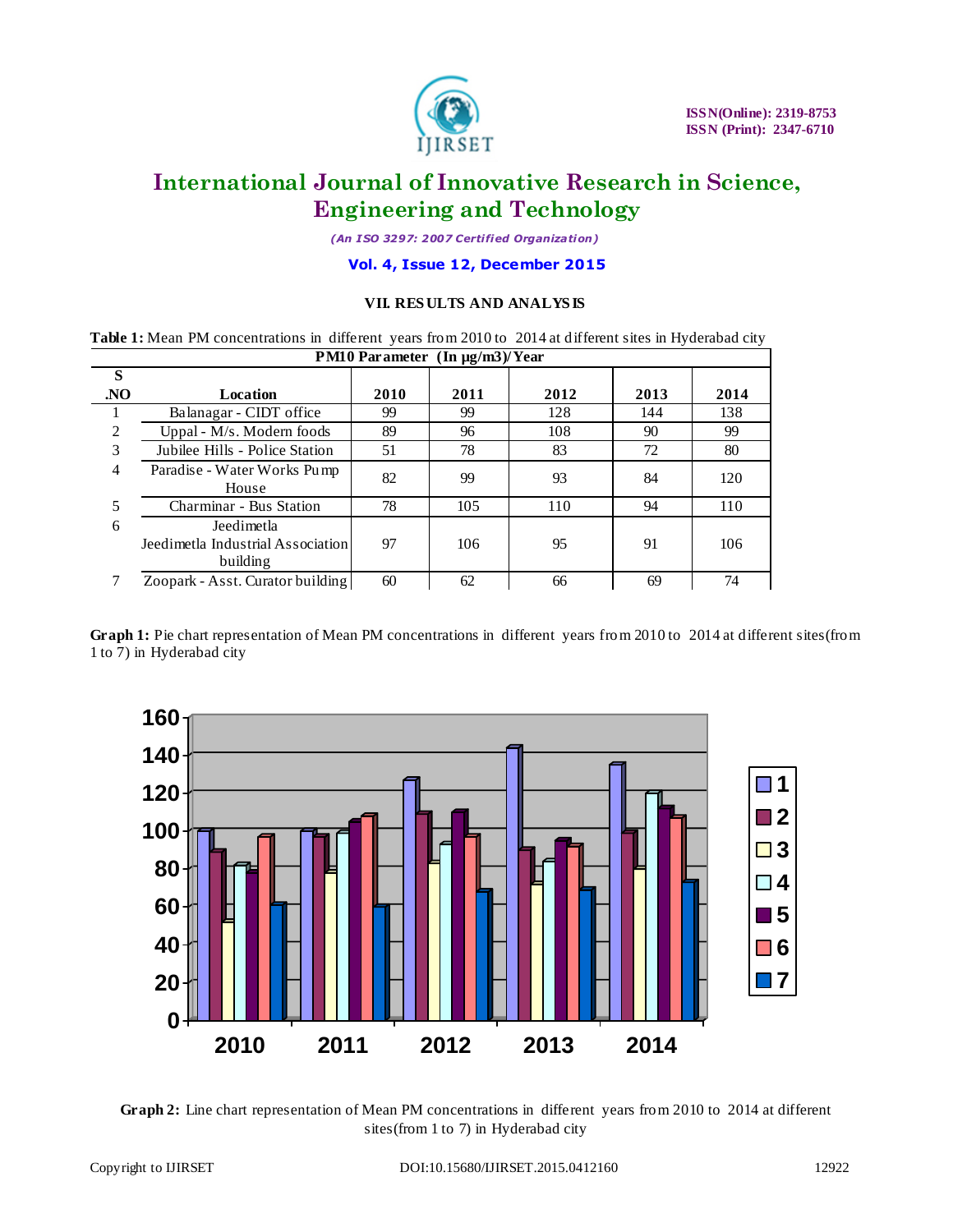## VII. RESULTS AND ANALYSIS

**Table 1:** Mean PM concentrations in different years from 2010 to 2014 at different sites in Hyderabad city

| PM10 Parameter (In µg/m3)/Year | | | | | | |
|---|---|---|---|---|---|---|
| S .NO | Location | 2010 | 2011 | 2012 | 2013 | 2014 |
| 1 | Balanagar - CIDT office | 99 | 99 | 128 | 144 | 138 |
| 2 | Uppal - M/s. Modern foods | 89 | 96 | 108 | 90 | 99 |
| 3 | Jubilee Hills - Police Station | 51 | 78 | 83 | 72 | 80 |
| 4 | Paradise - Water Works Pump House | 82 | 99 | 93 | 84 | 120 |
| 5 | Charminar - Bus Station | 78 | 105 | 110 | 94 | 110 |
| 6 | Jeedimetla Jeedimetla Industrial Association building | 97 | 106 | 95 | 91 | 106 |
| 7 | Zoopark - Asst. Curator building | 60 | 62 | 66 | 69 | 74 |

**Graph 1:** Pie chart representation of Mean PM concentrations in different years from 2010 to 2014 at different sites(from 1 to 7) in Hyderabad city

**Graph 2:** Line chart representation of Mean PM concentrations in different years from 2010 to 2014 at different sites(from 1 to 7) in Hyderabad city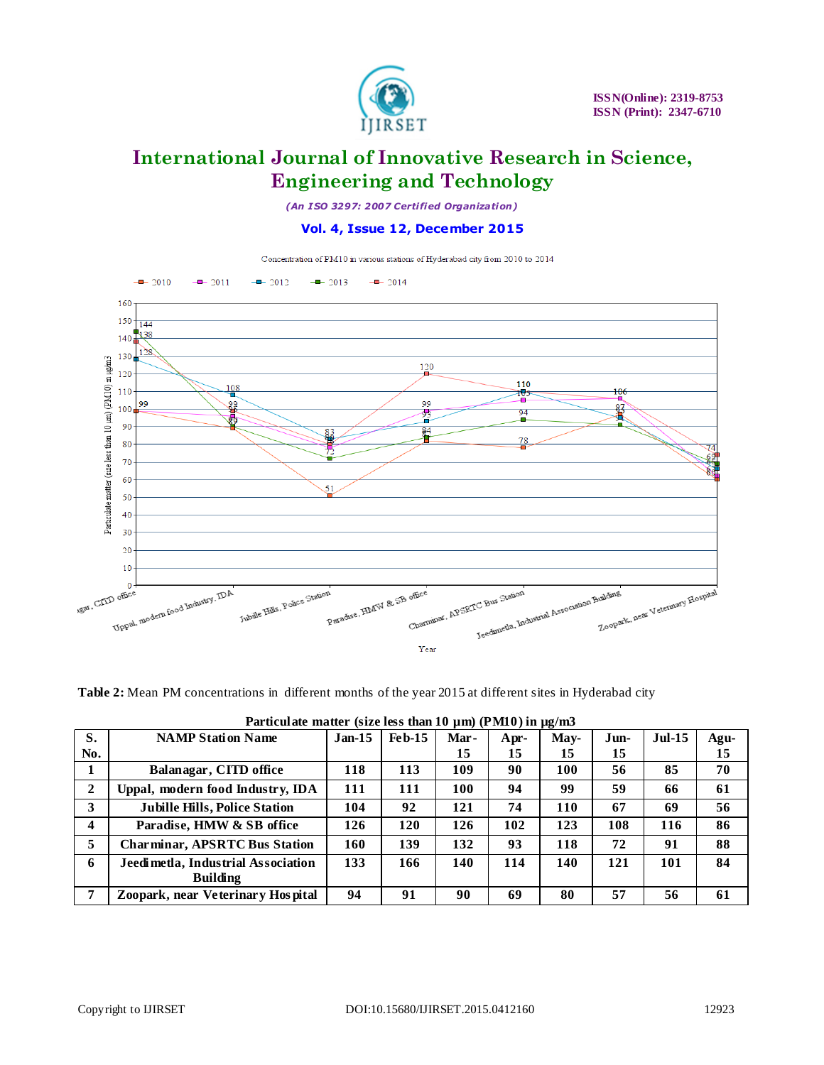Concentration of PM10 in various stations of Hyderabad city from 2010 to 2014

**Table 2:** Mean PM concentrations in different months of the year 2015 at different sites in Hyderabad city

**Particulate matter (size less than 10 µm) (PM10) in µg/m3**

| S. No. | NAMP Station Name | Jan-15 | Feb-15 | Mar-15 | Apr-15 | May-15 | Jun-15 | Jul-15 | Agu-15 |
|---|---|---|---|---|---|---|---|---|---|
| 1 | Balanagar, CITD office | 118 | 113 | 109 | 90 | 100 | 56 | 85 | 70 |
| 2 | Uppal, modern food Industry, IDA | 111 | 111 | 100 | 94 | 99 | 59 | 66 | 61 |
| 3 | Jubille Hills, Police Station | 104 | 92 | 121 | 74 | 110 | 67 | 69 | 56 |
| 4 | Paradise, HMW & SB office | 126 | 120 | 126 | 102 | 123 | 108 | 116 | 86 |
| 5 | Charminar, APSRTC Bus Station | 160 | 139 | 132 | 93 | 118 | 72 | 91 | 88 |
| 6 | Jeedimetla, Industrial Association Building | 133 | 166 | 140 | 114 | 140 | 121 | 101 | 84 |
| 7 | Zoopark, near Veterinary Hospital | 94 | 91 | 90 | 69 | 80 | 57 | 56 | 61 |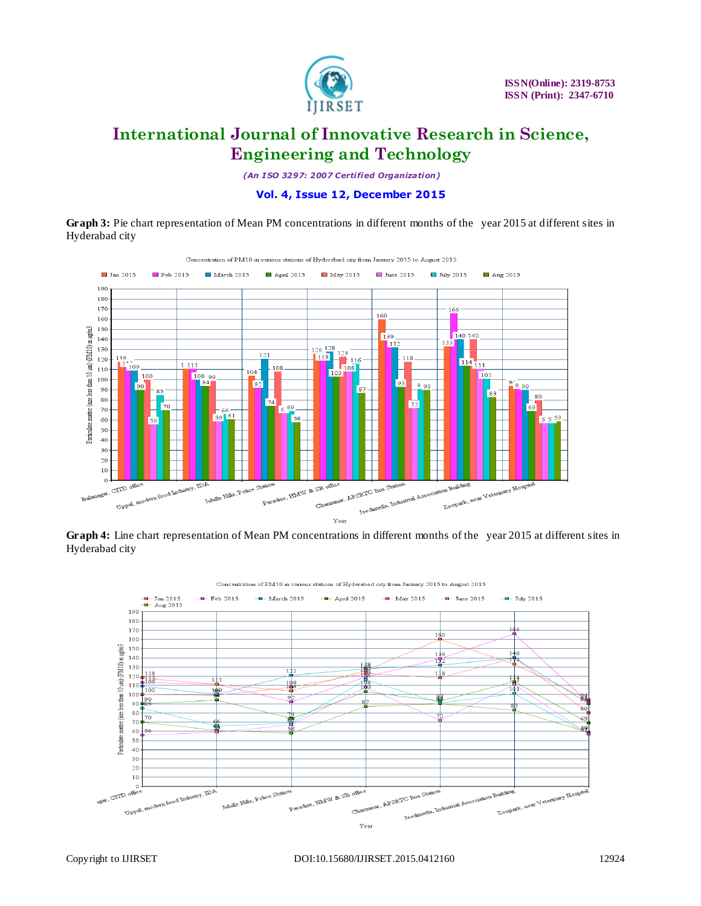**Graph 3:** Pie chart representation of Mean PM concentrations in different months of the year 2015 at different sites in Hyderabad city

**Graph 4:** Line chart representation of Mean PM concentrations in different months of the year 2015 at different sites in Hyderabad city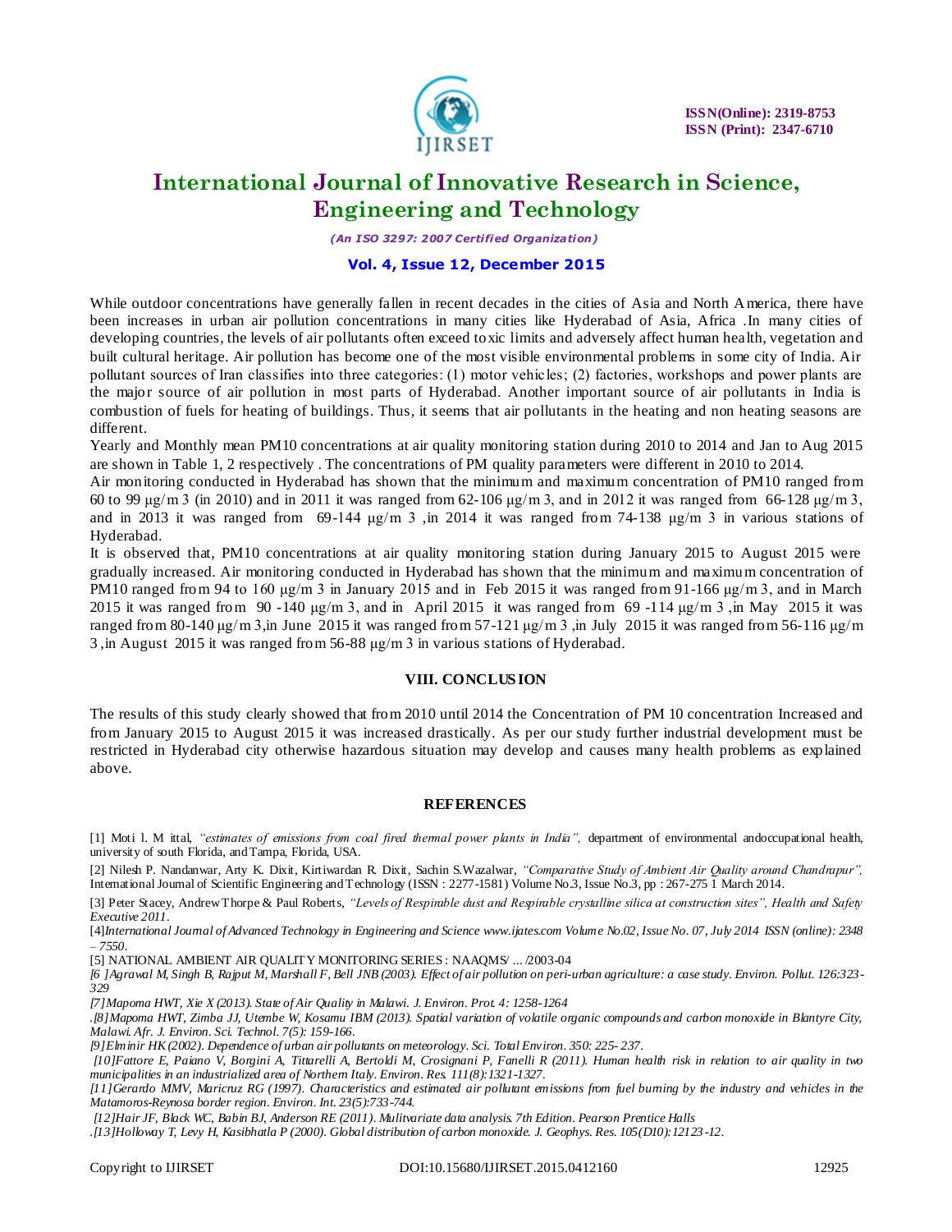While outdoor concentrations have generally fallen in recent decades in the cities of Asia and North America, there have been increases in urban air pollution concentrations in many cities like Hyderabad of Asia, Africa .In many cities of developing countries, the levels of air pollutants often exceed toxic limits and adversely affect human health, vegetation and built cultural heritage. Air pollution has become one of the most visible environmental problems in some city of India. Air pollutant sources of Iran classifies into three categories: (1) motor vehicles; (2) factories, workshops and power plants are the major source of air pollution in most parts of Hyderabad. Another important source of air pollutants in India is combustion of fuels for heating of buildings. Thus, it seems that air pollutants in the heating and non heating seasons are different.

Yearly and Monthly mean PM10 concentrations at air quality monitoring station during 2010 to 2014 and Jan to Aug 2015 are shown in Table 1, 2 respectively . The concentrations of PM quality parameters were different in 2010 to 2014.

Air monitoring conducted in Hyderabad has shown that the minimum and maximum concentration of PM10 ranged from 60 to 99 μg/m 3 (in 2010) and in 2011 it was ranged from 62-106 μg/m 3, and in 2012 it was ranged from 66-128 μg/m 3, and in 2013 it was ranged from 69-144 μg/m 3 ,in 2014 it was ranged from 74-138 μg/m 3 in various stations of Hyderabad.

It is observed that, PM10 concentrations at air quality monitoring station during January 2015 to August 2015 were gradually increased. Air monitoring conducted in Hyderabad has shown that the minimum and maximum concentration of PM10 ranged from 94 to 160 μg/m 3 in January 2015 and in Feb 2015 it was ranged from 91-166 μg/m 3, and in March 2015 it was ranged from 90 -140 μg/m 3, and in April 2015 it was ranged from 69 -114 μg/m 3 ,in May 2015 it was ranged from 80-140 μg/m 3,in June 2015 it was ranged from 57-121 μg/m 3 ,in July 2015 it was ranged from 56-116 μg/m 3 ,in August 2015 it was ranged from 56-88 μg/m 3 in various stations of Hyderabad.

## VIII. CONCLUSION

The results of this study clearly showed that from 2010 until 2014 the Concentration of PM 10 concentration Increased and from January 2015 to August 2015 it was increased drastically. As per our study further industrial development must be restricted in Hyderabad city otherwise hazardous situation may develop and causes many health problems as explained above.

## REFERENCES

[1] Moti l. M ittal, *"estimates of emissions from coal fired thermal power plants in India",* department of environmental andoccupational health, university of south Florida, and Tampa, Florida, USA.

[2] Nilesh P. Nandanwar, Arty K. Dixit, Kirtiwardan R. Dixit, Sachin S.Wazalwar, *"Comparative Study of Ambient Air Quality around Chandrapur",* International Journal of Scientific Engineering and Technology (ISSN : 2277-1581) Volume No.3, Issue No.3, pp : 267-275 1 March 2014.

[3] Peter Stacey, Andrew Thorpe & Paul Roberts, *"Levels of Respirable dust and Respirable crystalline silica at construction sites", Health and Safety Executive 2011.*

[4]*International Journal of Advanced Technology in Engineering and Science www.ijates.com Volume No.02, Issue No. 07, July 2014 ISSN (online): 2348 – 7550.*

[5] NATIONAL AMBIENT AIR QUALITY MONITORING SERIES : NAAQMS/ ... /2003-04

*[6 ]Agrawal M, Singh B, Rajput M, Marshall F, Bell JNB (2003). Effect of air pollution on peri-urban agriculture: a case study. Environ. Pollut. 126:323-329*

*[7]Mapoma HWT, Xie X (2013). State of Air Quality in Malawi. J. Environ. Prot. 4: 1258-1264*

*.[8]Mapoma HWT, Zimba JJ, Utembe W, Kosamu IBM (2013). Spatial variation of volatile organic compounds and carbon monoxide in Blantyre City, Malawi. Afr. J. Environ. Sci. Technol. 7(5): 159-166.*

*[9]Elminir HK (2002). Dependence of urban air pollutants on meteorology. Sci. Total Environ. 350: 225- 237.*

*[10]Fattore E, Paiano V, Borgini A, Tittarelli A, Bertoldi M, Crosignani P, Fanelli R (2011). Human health risk in relation to air quality in two municipalities in an industrialized area of Northern Italy. Environ. Res. 111(8):1321-1327.*

*[11]Gerardo MMV, Maricruz RG (1997). Characteristics and estimated air pollutant emissions from fuel burning by the industry and vehicles in the Matamoros-Reynosa border region. Environ. Int. 23(5):733-744.*

*[12]Hair JF, Black WC, Babin BJ, Anderson RE (2011). Mulitvariate data analysis. 7th Edition. Pearson Prentice Halls*

*.[13]Holloway T, Levy H, Kasibhatla P (2000). Global distribution of carbon monoxide. J. Geophys. Res. 105(D10):12123-12.*